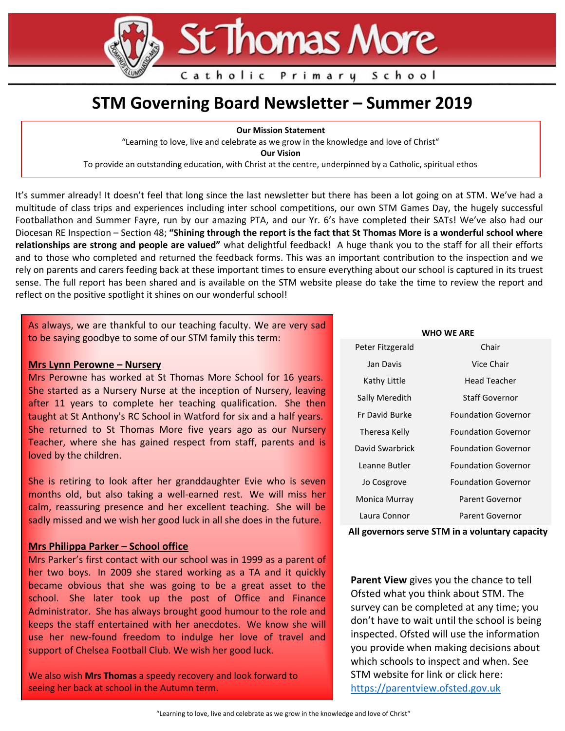# St Thomas More

Catholic Primary School

# STM Governing Board Newsletter – Summer 2019

**Our Mission Statement**

"Learning to love, live and celebrate as we grow in the knowledge and love of Christ"

**Our Vision**

To provide an outstanding education, with Christ at the centre, underpinned by a Catholic, spiritual ethos

It's summer already! It doesn't feel that long since the last newsletter but there has been a lot going on at STM. We've had a multitude of class trips and experiences including inter school competitions, our own STM Games Day, the hugely successful Footballathon and Summer Fayre, run by our amazing PTA, and our Yr. 6's have completed their SATs! We've also had our Diocesan RE Inspection – Section 48; **"Shining through the report is the fact that St Thomas More is a wonderful school where relationships are strong and people are valued"** what delightful feedback! A huge thank you to the staff for all their efforts and to those who completed and returned the feedback forms. This was an important contribution to the inspection and we rely on parents and carers feeding back at these important times to ensure everything about our school is captured in its truest sense. The full report has been shared and is available on the STM website please do take the time to review the report and reflect on the positive spotlight it shines on our wonderful school!

As always, we are thankful to our teaching faculty. We are very sad to be saying goodbye to some of our STM family this term:

**Mrs Lynn Perowne – Nursery**

Mrs Perowne has worked at St Thomas More School for 16 years. She started as a Nursery Nurse at the inception of Nursery, leaving after 11 years to complete her teaching qualification. She then taught at St Anthony's RC School in Watford for six and a half years. She returned to St Thomas More five years ago as our Nursery Teacher, where she has gained respect from staff, parents and is loved by the children.

She is retiring to look after her granddaughter Evie who is seven months old, but also taking a well-earned rest. We will miss her calm, reassuring presence and her excellent teaching. She will be sadly missed and we wish her good luck in all she does in the future.

**Mrs Philippa Parker – School office**

Mrs Parker's first contact with our school was in 1999 as a parent of her two boys. In 2009 she stared working as a TA and it quickly became obvious that she was going to be a great asset to the school. She later took up the post of Office and Finance Administrator. She has always brought good humour to the role and keeps the staff entertained with her anecdotes. We know she will use her new-found freedom to indulge her love of travel and support of Chelsea Football Club. We wish her good luck.

We also wish **Mrs Thomas** a speedy recovery and look forward to seeing her back at school in the Autumn term.

**WHO WE ARE**

| | |
|---|---|
| Peter Fitzgerald | Chair |
| Jan Davis | Vice Chair |
| Kathy Little | Head Teacher |
| Sally Meredith | Staff Governor |
| Fr David Burke | Foundation Governor |
| Theresa Kelly | Foundation Governor |
| David Swarbrick | Foundation Governor |
| Leanne Butler | Foundation Governor |
| Jo Cosgrove | Foundation Governor |
| Monica Murray | Parent Governor |
| Laura Connor | Parent Governor |

**All governors serve STM in a voluntary capacity**

**Parent View** gives you the chance to tell Ofsted what you think about STM. The survey can be completed at any time; you don't have to wait until the school is being inspected. Ofsted will use the information you provide when making decisions about which schools to inspect and when. See STM website for link or click here: https://parentview.ofsted.gov.uk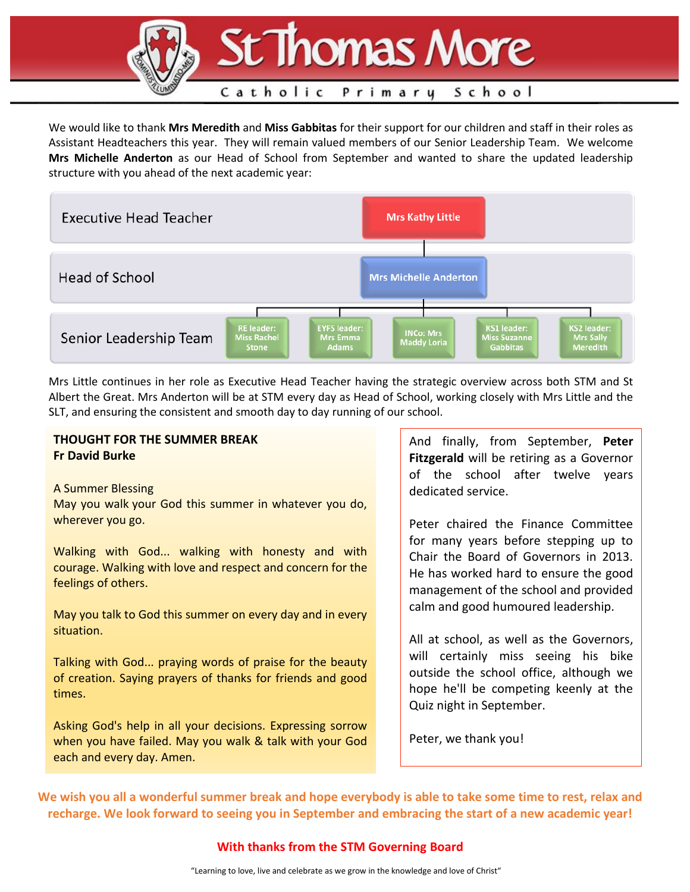# St Thomas More

Catholic Primary School

We would like to thank **Mrs Meredith** and **Miss Gabbitas** for their support for our children and staff in their roles as Assistant Headteachers this year. They will remain valued members of our Senior Leadership Team. We welcome **Mrs Michelle Anderton** as our Head of School from September and wanted to share the updated leadership structure with you ahead of the next academic year:

Executive Head Teacher
Mrs Kathy Little

Head of School
Mrs Michelle Anderton

Senior Leadership Team
RE leader: Miss Rachel Stone
EYFS leader: Mrs Emma Adams
INCo: Mrs Maddy Loria
KS1 leader: Miss Suzanne Gabbitas
KS2 leader: Mrs Sally Meredith

Mrs Little continues in her role as Executive Head Teacher having the strategic overview across both STM and St Albert the Great. Mrs Anderton will be at STM every day as Head of School, working closely with Mrs Little and the SLT, and ensuring the consistent and smooth day to day running of our school.

**THOUGHT FOR THE SUMMER BREAK**
**Fr David Burke**

A Summer Blessing
May you walk your God this summer in whatever you do, wherever you go.

Walking with God... walking with honesty and with courage. Walking with love and respect and concern for the feelings of others.

May you talk to God this summer on every day and in every situation.

Talking with God... praying words of praise for the beauty of creation. Saying prayers of thanks for friends and good times.

Asking God's help in all your decisions. Expressing sorrow when you have failed. May you walk & talk with your God each and every day. Amen.

And finally, from September, **Peter Fitzgerald** will be retiring as a Governor of the school after twelve years dedicated service.

Peter chaired the Finance Committee for many years before stepping up to Chair the Board of Governors in 2013. He has worked hard to ensure the good management of the school and provided calm and good humoured leadership.

All at school, as well as the Governors, will certainly miss seeing his bike outside the school office, although we hope he'll be competing keenly at the Quiz night in September.

Peter, we thank you!

**We wish you all a wonderful summer break and hope everybody is able to take some time to rest, relax and recharge. We look forward to seeing you in September and embracing the start of a new academic year!**

**With thanks from the STM Governing Board**

"Learning to love, live and celebrate as we grow in the knowledge and love of Christ"